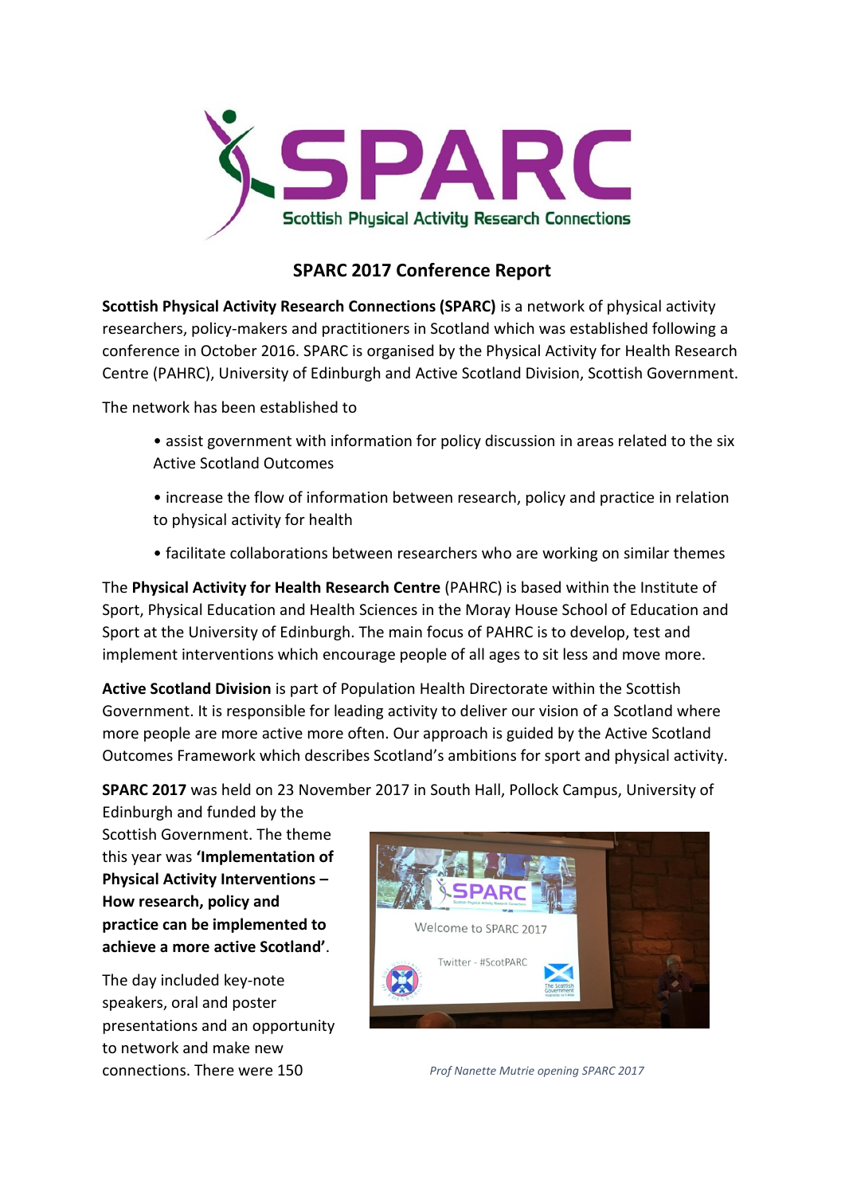# SPARC 2017 Conference Report

**Scottish Physical Activity Research Connections (SPARC)** is a network of physical activity researchers, policy-makers and practitioners in Scotland which was established following a conference in October 2016. SPARC is organised by the Physical Activity for Health Research Centre (PAHRC), University of Edinburgh and Active Scotland Division, Scottish Government.

The network has been established to

- assist government with information for policy discussion in areas related to the six Active Scotland Outcomes
- increase the flow of information between research, policy and practice in relation to physical activity for health
- facilitate collaborations between researchers who are working on similar themes

The **Physical Activity for Health Research Centre** (PAHRC) is based within the Institute of Sport, Physical Education and Health Sciences in the Moray House School of Education and Sport at the University of Edinburgh. The main focus of PAHRC is to develop, test and implement interventions which encourage people of all ages to sit less and move more.

**Active Scotland Division** is part of Population Health Directorate within the Scottish Government. It is responsible for leading activity to deliver our vision of a Scotland where more people are more active more often. Our approach is guided by the Active Scotland Outcomes Framework which describes Scotland's ambitions for sport and physical activity.

**SPARC 2017** was held on 23 November 2017 in South Hall, Pollock Campus, University of Edinburgh and funded by the Scottish Government. The theme this year was **'Implementation of Physical Activity Interventions – How research, policy and practice can be implemented to achieve a more active Scotland'**.

The day included key-note speakers, oral and poster presentations and an opportunity to network and make new connections. There were 150

*Prof Nanette Mutrie opening SPARC 2017*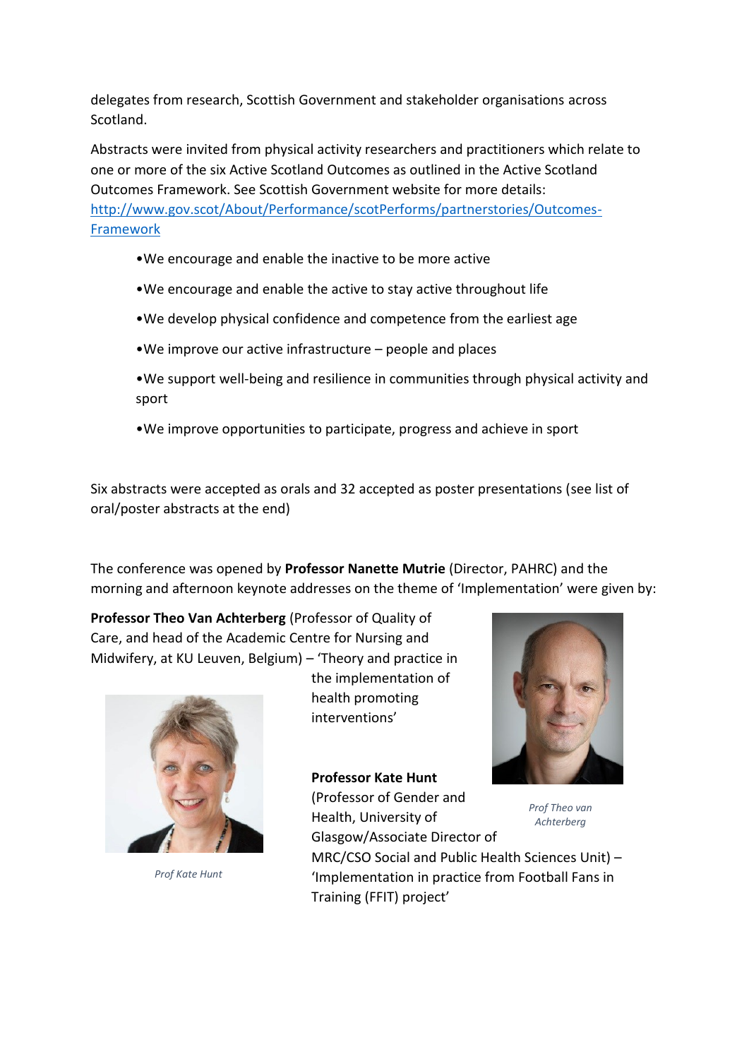delegates from research, Scottish Government and stakeholder organisations across Scotland.

Abstracts were invited from physical activity researchers and practitioners which relate to one or more of the six Active Scotland Outcomes as outlined in the Active Scotland Outcomes Framework. See Scottish Government website for more details: [http://www.gov.scot/About/Performance/scotPerforms/partnerstories/Outcomes-Framework](http://www.gov.scot/About/Performance/scotPerforms/partnerstories/Outcomes-Framework)

- We encourage and enable the inactive to be more active
- We encourage and enable the active to stay active throughout life
- We develop physical confidence and competence from the earliest age
- We improve our active infrastructure – people and places
- We support well-being and resilience in communities through physical activity and sport
- We improve opportunities to participate, progress and achieve in sport

Six abstracts were accepted as orals and 32 accepted as poster presentations (see list of oral/poster abstracts at the end)

The conference was opened by **Professor Nanette Mutrie** (Director, PAHRC) and the morning and afternoon keynote addresses on the theme of 'Implementation' were given by:

**Professor Theo Van Achterberg** (Professor of Quality of Care, and head of the Academic Centre for Nursing and Midwifery, at KU Leuven, Belgium) – 'Theory and practice in the implementation of health promoting interventions'

*Prof Theo van Achterberg*

**Professor Kate Hunt** (Professor of Gender and Health, University of Glasgow/Associate Director of MRC/CSO Social and Public Health Sciences Unit) – 'Implementation in practice from Football Fans in Training (FFIT) project'

*Prof Kate Hunt*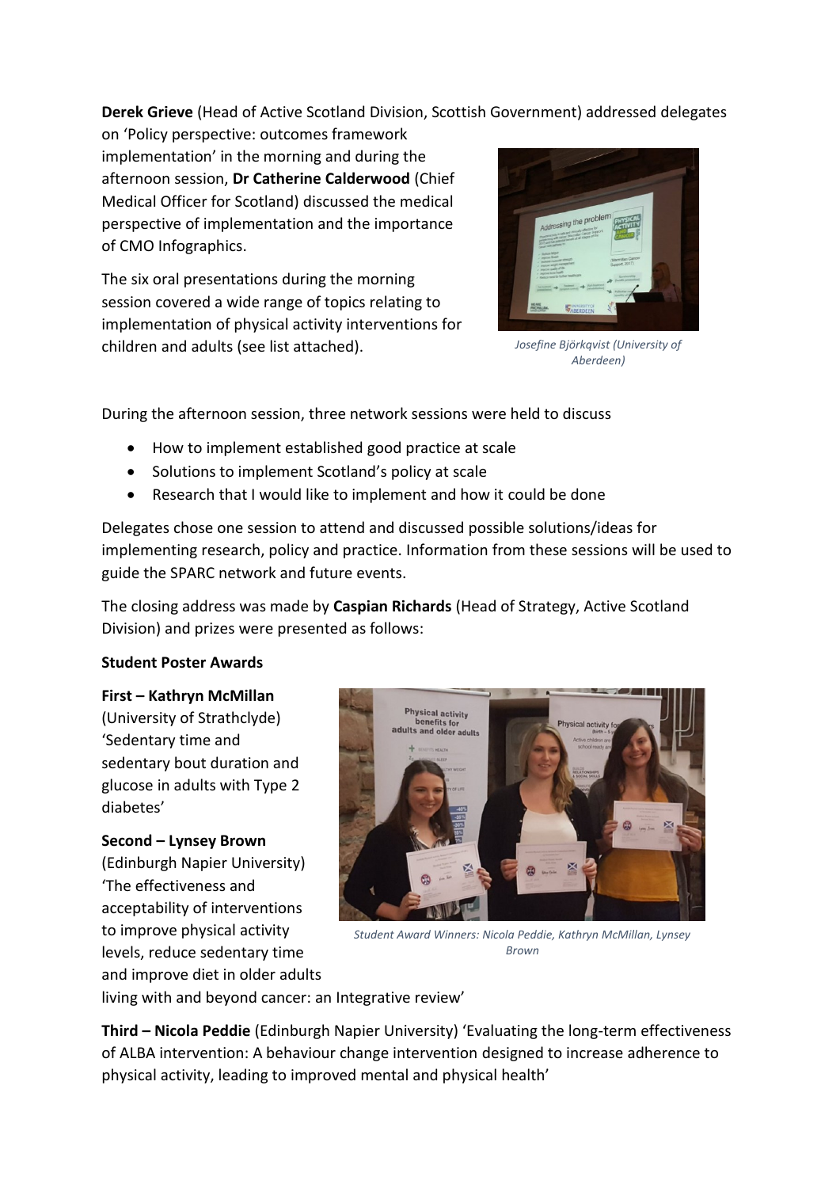**Derek Grieve** (Head of Active Scotland Division, Scottish Government) addressed delegates on 'Policy perspective: outcomes framework implementation' in the morning and during the afternoon session, **Dr Catherine Calderwood** (Chief Medical Officer for Scotland) discussed the medical perspective of implementation and the importance of CMO Infographics.

The six oral presentations during the morning session covered a wide range of topics relating to implementation of physical activity interventions for children and adults (see list attached).

*Josefine Björkqvist (University of Aberdeen)*

During the afternoon session, three network sessions were held to discuss

- How to implement established good practice at scale
- Solutions to implement Scotland's policy at scale
- Research that I would like to implement and how it could be done

Delegates chose one session to attend and discussed possible solutions/ideas for implementing research, policy and practice. Information from these sessions will be used to guide the SPARC network and future events.

The closing address was made by **Caspian Richards** (Head of Strategy, Active Scotland Division) and prizes were presented as follows:

**Student Poster Awards**

**First – Kathryn McMillan** (University of Strathclyde) 'Sedentary time and sedentary bout duration and glucose in adults with Type 2 diabetes'

**Second – Lynsey Brown** (Edinburgh Napier University) 'The effectiveness and acceptability of interventions to improve physical activity levels, reduce sedentary time and improve diet in older adults living with and beyond cancer: an Integrative review'

*Student Award Winners: Nicola Peddie, Kathryn McMillan, Lynsey Brown*

**Third – Nicola Peddie** (Edinburgh Napier University) 'Evaluating the long-term effectiveness of ALBA intervention: A behaviour change intervention designed to increase adherence to physical activity, leading to improved mental and physical health'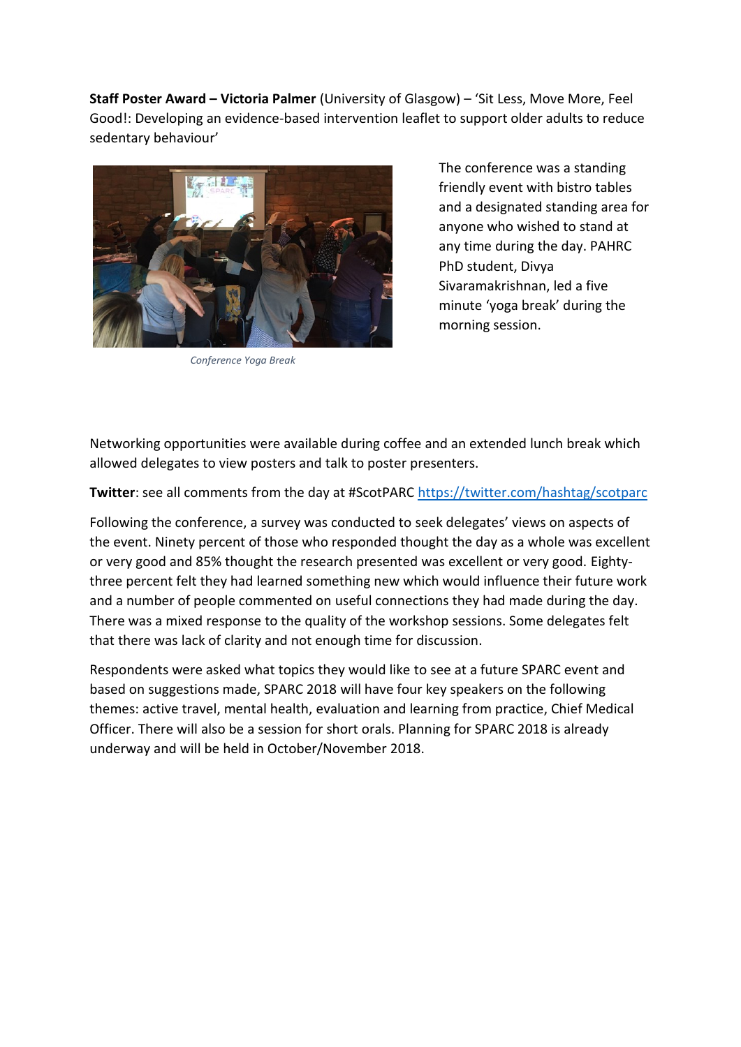**Staff Poster Award – Victoria Palmer** (University of Glasgow) – 'Sit Less, Move More, Feel Good!: Developing an evidence-based intervention leaflet to support older adults to reduce sedentary behaviour'

*Conference Yoga Break*

The conference was a standing friendly event with bistro tables and a designated standing area for anyone who wished to stand at any time during the day. PAHRC PhD student, Divya Sivaramakrishnan, led a five minute 'yoga break' during the morning session.

Networking opportunities were available during coffee and an extended lunch break which allowed delegates to view posters and talk to poster presenters.

**Twitter**: see all comments from the day at #ScotPARC https://twitter.com/hashtag/scotparc

Following the conference, a survey was conducted to seek delegates' views on aspects of the event. Ninety percent of those who responded thought the day as a whole was excellent or very good and 85% thought the research presented was excellent or very good. Eighty-three percent felt they had learned something new which would influence their future work and a number of people commented on useful connections they had made during the day. There was a mixed response to the quality of the workshop sessions. Some delegates felt that there was lack of clarity and not enough time for discussion.

Respondents were asked what topics they would like to see at a future SPARC event and based on suggestions made, SPARC 2018 will have four key speakers on the following themes: active travel, mental health, evaluation and learning from practice, Chief Medical Officer. There will also be a session for short orals. Planning for SPARC 2018 is already underway and will be held in October/November 2018.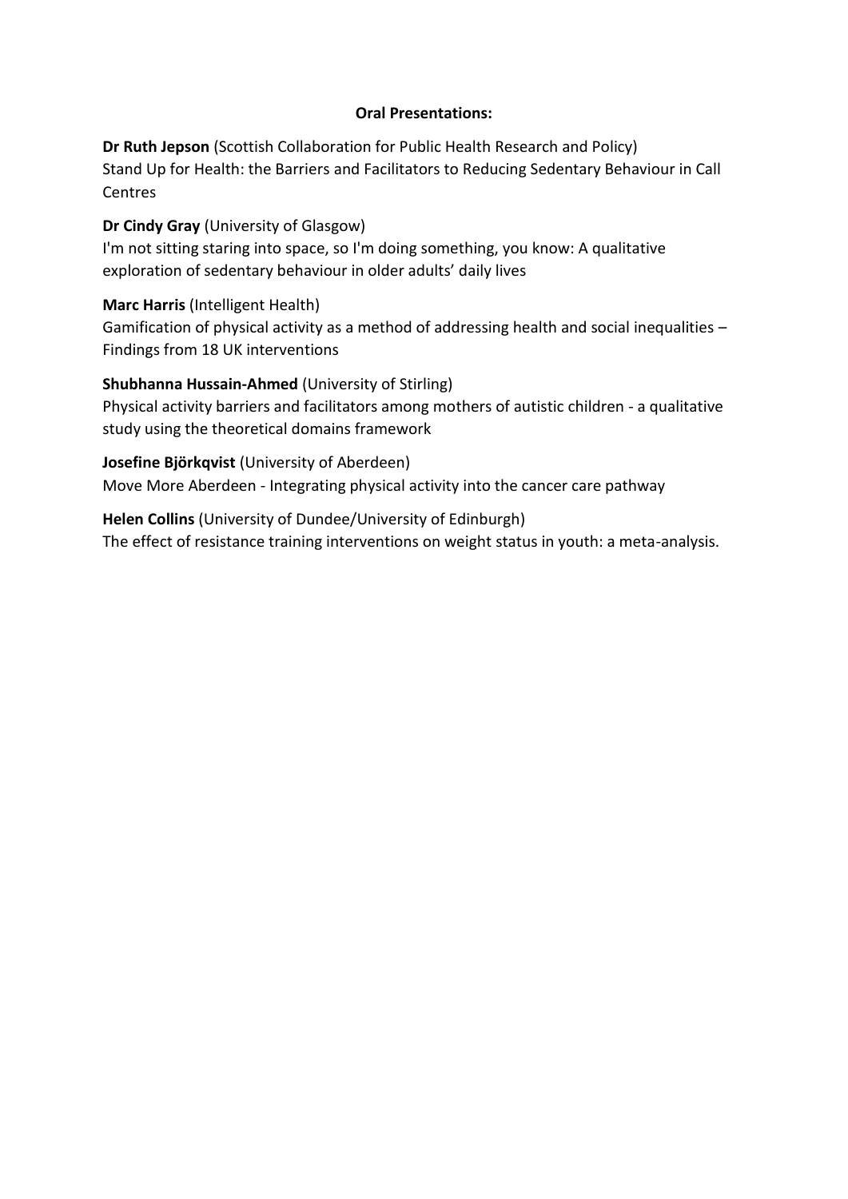**Oral Presentations:**

**Dr Ruth Jepson** (Scottish Collaboration for Public Health Research and Policy)
Stand Up for Health: the Barriers and Facilitators to Reducing Sedentary Behaviour in Call Centres

**Dr Cindy Gray** (University of Glasgow)
I'm not sitting staring into space, so I'm doing something, you know: A qualitative exploration of sedentary behaviour in older adults' daily lives

**Marc Harris** (Intelligent Health)
Gamification of physical activity as a method of addressing health and social inequalities – Findings from 18 UK interventions

**Shubhanna Hussain-Ahmed** (University of Stirling)
Physical activity barriers and facilitators among mothers of autistic children - a qualitative study using the theoretical domains framework

**Josefine Björkqvist** (University of Aberdeen)
Move More Aberdeen - Integrating physical activity into the cancer care pathway

**Helen Collins** (University of Dundee/University of Edinburgh)
The effect of resistance training interventions on weight status in youth: a meta-analysis.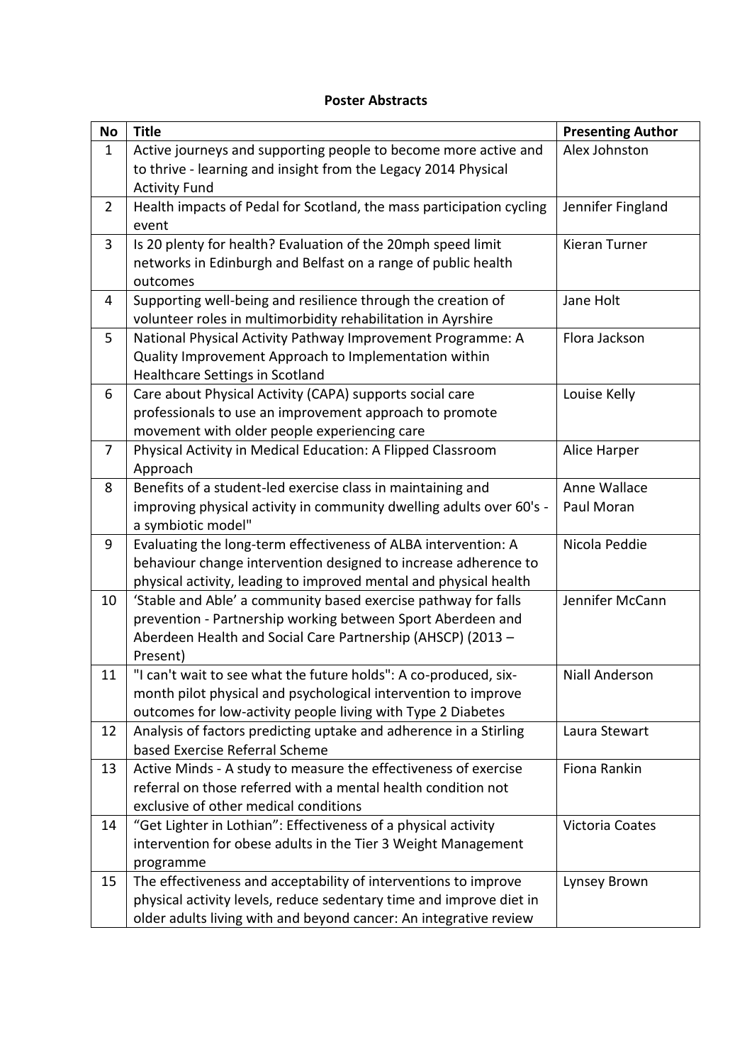**Poster Abstracts**

| No | Title | Presenting Author |
|---|---|---|
| 1 | Active journeys and supporting people to become more active and to thrive - learning and insight from the Legacy 2014 Physical Activity Fund | Alex Johnston |
| 2 | Health impacts of Pedal for Scotland, the mass participation cycling event | Jennifer Fingland |
| 3 | Is 20 plenty for health? Evaluation of the 20mph speed limit networks in Edinburgh and Belfast on a range of public health outcomes | Kieran Turner |
| 4 | Supporting well-being and resilience through the creation of volunteer roles in multimorbidity rehabilitation in Ayrshire | Jane Holt |
| 5 | National Physical Activity Pathway Improvement Programme: A Quality Improvement Approach to Implementation within Healthcare Settings in Scotland | Flora Jackson |
| 6 | Care about Physical Activity (CAPA) supports social care professionals to use an improvement approach to promote movement with older people experiencing care | Louise Kelly |
| 7 | Physical Activity in Medical Education: A Flipped Classroom Approach | Alice Harper |
| 8 | Benefits of a student-led exercise class in maintaining and improving physical activity in community dwelling adults over 60's - a symbiotic model" | Anne Wallace<br>Paul Moran |
| 9 | Evaluating the long-term effectiveness of ALBA intervention: A behaviour change intervention designed to increase adherence to physical activity, leading to improved mental and physical health | Nicola Peddie |
| 10 | 'Stable and Able' a community based exercise pathway for falls prevention - Partnership working between Sport Aberdeen and Aberdeen Health and Social Care Partnership (AHSCP) (2013 – Present) | Jennifer McCann |
| 11 | "I can't wait to see what the future holds": A co-produced, six-month pilot physical and psychological intervention to improve outcomes for low-activity people living with Type 2 Diabetes | Niall Anderson |
| 12 | Analysis of factors predicting uptake and adherence in a Stirling based Exercise Referral Scheme | Laura Stewart |
| 13 | Active Minds - A study to measure the effectiveness of exercise referral on those referred with a mental health condition not exclusive of other medical conditions | Fiona Rankin |
| 14 | "Get Lighter in Lothian": Effectiveness of a physical activity intervention for obese adults in the Tier 3 Weight Management programme | Victoria Coates |
| 15 | The effectiveness and acceptability of interventions to improve physical activity levels, reduce sedentary time and improve diet in older adults living with and beyond cancer: An integrative review | Lynsey Brown |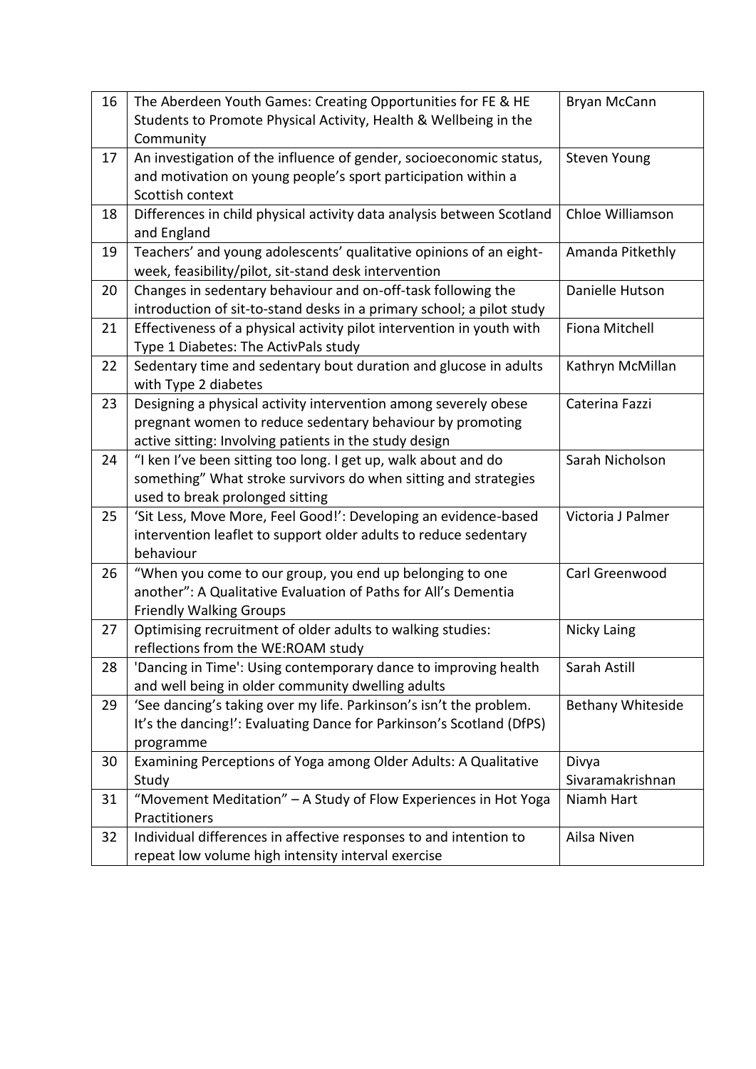| | | |
|---|---|---|
| 16 | The Aberdeen Youth Games: Creating Opportunities for FE & HE Students to Promote Physical Activity, Health & Wellbeing in the Community | Bryan McCann |
| 17 | An investigation of the influence of gender, socioeconomic status, and motivation on young people's sport participation within a Scottish context | Steven Young |
| 18 | Differences in child physical activity data analysis between Scotland and England | Chloe Williamson |
| 19 | Teachers' and young adolescents' qualitative opinions of an eight-week, feasibility/pilot, sit-stand desk intervention | Amanda Pitkethly |
| 20 | Changes in sedentary behaviour and on-off-task following the introduction of sit-to-stand desks in a primary school; a pilot study | Danielle Hutson |
| 21 | Effectiveness of a physical activity pilot intervention in youth with Type 1 Diabetes: The ActivPals study | Fiona Mitchell |
| 22 | Sedentary time and sedentary bout duration and glucose in adults with Type 2 diabetes | Kathryn McMillan |
| 23 | Designing a physical activity intervention among severely obese pregnant women to reduce sedentary behaviour by promoting active sitting: Involving patients in the study design | Caterina Fazzi |
| 24 | "I ken I've been sitting too long. I get up, walk about and do something" What stroke survivors do when sitting and strategies used to break prolonged sitting | Sarah Nicholson |
| 25 | 'Sit Less, Move More, Feel Good!': Developing an evidence-based intervention leaflet to support older adults to reduce sedentary behaviour | Victoria J Palmer |
| 26 | "When you come to our group, you end up belonging to one another": A Qualitative Evaluation of Paths for All's Dementia Friendly Walking Groups | Carl Greenwood |
| 27 | Optimising recruitment of older adults to walking studies: reflections from the WE:ROAM study | Nicky Laing |
| 28 | 'Dancing in Time': Using contemporary dance to improving health and well being in older community dwelling adults | Sarah Astill |
| 29 | 'See dancing's taking over my life. Parkinson's isn't the problem. It's the dancing!': Evaluating Dance for Parkinson's Scotland (DfPS) programme | Bethany Whiteside |
| 30 | Examining Perceptions of Yoga among Older Adults: A Qualitative Study | Divya Sivaramakrishnan |
| 31 | "Movement Meditation" – A Study of Flow Experiences in Hot Yoga Practitioners | Niamh Hart |
| 32 | Individual differences in affective responses to and intention to repeat low volume high intensity interval exercise | Ailsa Niven |